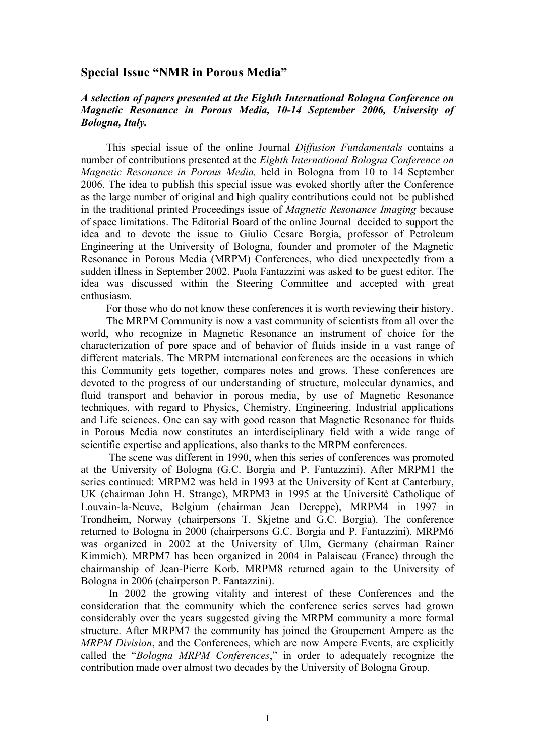## Special Issue "NMR in Porous Media"

***A selection of papers presented at the Eighth International Bologna Conference on Magnetic Resonance in Porous Media, 10-14 September 2006, University of Bologna, Italy.***

This special issue of the online Journal *Diffusion Fundamentals* contains a number of contributions presented at the *Eighth International Bologna Conference on Magnetic Resonance in Porous Media,* held in Bologna from 10 to 14 September 2006. The idea to publish this special issue was evoked shortly after the Conference as the large number of original and high quality contributions could not be published in the traditional printed Proceedings issue of *Magnetic Resonance Imaging* because of space limitations. The Editorial Board of the online Journal decided to support the idea and to devote the issue to Giulio Cesare Borgia, professor of Petroleum Engineering at the University of Bologna, founder and promoter of the Magnetic Resonance in Porous Media (MRPM) Conferences, who died unexpectedly from a sudden illness in September 2002. Paola Fantazzini was asked to be guest editor. The idea was discussed within the Steering Committee and accepted with great enthusiasm.

For those who do not know these conferences it is worth reviewing their history.

The MRPM Community is now a vast community of scientists from all over the world, who recognize in Magnetic Resonance an instrument of choice for the characterization of pore space and of behavior of fluids inside in a vast range of different materials. The MRPM international conferences are the occasions in which this Community gets together, compares notes and grows. These conferences are devoted to the progress of our understanding of structure, molecular dynamics, and fluid transport and behavior in porous media, by use of Magnetic Resonance techniques, with regard to Physics, Chemistry, Engineering, Industrial applications and Life sciences. One can say with good reason that Magnetic Resonance for fluids in Porous Media now constitutes an interdisciplinary field with a wide range of scientific expertise and applications, also thanks to the MRPM conferences.

The scene was different in 1990, when this series of conferences was promoted at the University of Bologna (G.C. Borgia and P. Fantazzini). After MRPM1 the series continued: MRPM2 was held in 1993 at the University of Kent at Canterbury, UK (chairman John H. Strange), MRPM3 in 1995 at the Universitè Catholique of Louvain-la-Neuve, Belgium (chairman Jean Dereppe), MRPM4 in 1997 in Trondheim, Norway (chairpersons T. Skjetne and G.C. Borgia). The conference returned to Bologna in 2000 (chairpersons G.C. Borgia and P. Fantazzini). MRPM6 was organized in 2002 at the University of Ulm, Germany (chairman Rainer Kimmich). MRPM7 has been organized in 2004 in Palaiseau (France) through the chairmanship of Jean-Pierre Korb. MRPM8 returned again to the University of Bologna in 2006 (chairperson P. Fantazzini).

In 2002 the growing vitality and interest of these Conferences and the consideration that the community which the conference series serves had grown considerably over the years suggested giving the MRPM community a more formal structure. After MRPM7 the community has joined the Groupement Ampere as the *MRPM Division*, and the Conferences, which are now Ampere Events, are explicitly called the "*Bologna MRPM Conferences*," in order to adequately recognize the contribution made over almost two decades by the University of Bologna Group.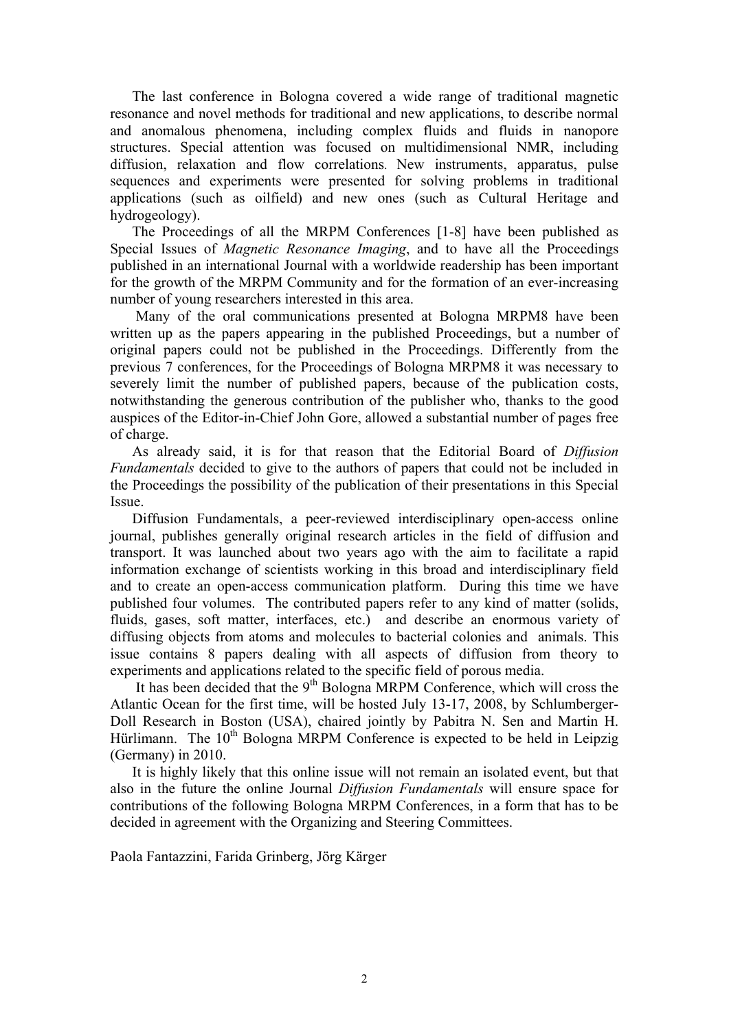The last conference in Bologna covered a wide range of traditional magnetic resonance and novel methods for traditional and new applications, to describe normal and anomalous phenomena, including complex fluids and fluids in nanopore structures. Special attention was focused on multidimensional NMR, including diffusion, relaxation and flow correlations. New instruments, apparatus, pulse sequences and experiments were presented for solving problems in traditional applications (such as oilfield) and new ones (such as Cultural Heritage and hydrogeology).

The Proceedings of all the MRPM Conferences [1-8] have been published as Special Issues of *Magnetic Resonance Imaging*, and to have all the Proceedings published in an international Journal with a worldwide readership has been important for the growth of the MRPM Community and for the formation of an ever-increasing number of young researchers interested in this area.

Many of the oral communications presented at Bologna MRPM8 have been written up as the papers appearing in the published Proceedings, but a number of original papers could not be published in the Proceedings. Differently from the previous 7 conferences, for the Proceedings of Bologna MRPM8 it was necessary to severely limit the number of published papers, because of the publication costs, notwithstanding the generous contribution of the publisher who, thanks to the good auspices of the Editor-in-Chief John Gore, allowed a substantial number of pages free of charge.

As already said, it is for that reason that the Editorial Board of *Diffusion Fundamentals* decided to give to the authors of papers that could not be included in the Proceedings the possibility of the publication of their presentations in this Special Issue.

Diffusion Fundamentals, a peer-reviewed interdisciplinary open-access online journal, publishes generally original research articles in the field of diffusion and transport. It was launched about two years ago with the aim to facilitate a rapid information exchange of scientists working in this broad and interdisciplinary field and to create an open-access communication platform. During this time we have published four volumes. The contributed papers refer to any kind of matter (solids, fluids, gases, soft matter, interfaces, etc.) and describe an enormous variety of diffusing objects from atoms and molecules to bacterial colonies and animals. This issue contains 8 papers dealing with all aspects of diffusion from theory to experiments and applications related to the specific field of porous media.

It has been decided that the 9th Bologna MRPM Conference, which will cross the Atlantic Ocean for the first time, will be hosted July 13-17, 2008, by Schlumberger-Doll Research in Boston (USA), chaired jointly by Pabitra N. Sen and Martin H. Hürlimann. The 10th Bologna MRPM Conference is expected to be held in Leipzig (Germany) in 2010.

It is highly likely that this online issue will not remain an isolated event, but that also in the future the online Journal *Diffusion Fundamentals* will ensure space for contributions of the following Bologna MRPM Conferences, in a form that has to be decided in agreement with the Organizing and Steering Committees.

Paola Fantazzini, Farida Grinberg, Jörg Kärger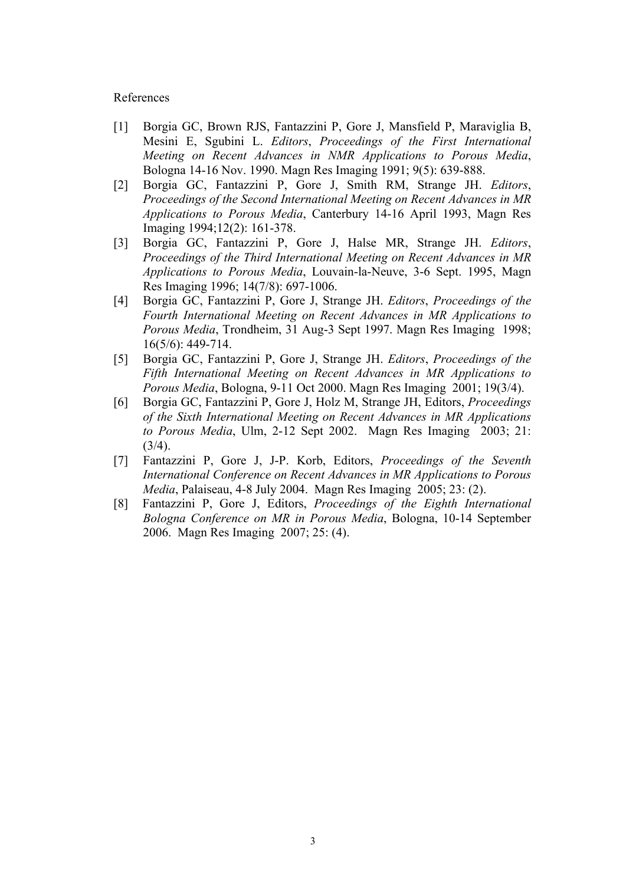References

[1] Borgia GC, Brown RJS, Fantazzini P, Gore J, Mansfield P, Maraviglia B, Mesini E, Sgubini L. *Editors*, *Proceedings of the First International Meeting on Recent Advances in NMR Applications to Porous Media*, Bologna 14-16 Nov. 1990. Magn Res Imaging 1991; 9(5): 639-888.

[2] Borgia GC, Fantazzini P, Gore J, Smith RM, Strange JH. *Editors*, *Proceedings of the Second International Meeting on Recent Advances in MR Applications to Porous Media*, Canterbury 14-16 April 1993, Magn Res Imaging 1994;12(2): 161-378.

[3] Borgia GC, Fantazzini P, Gore J, Halse MR, Strange JH. *Editors*, *Proceedings of the Third International Meeting on Recent Advances in MR Applications to Porous Media*, Louvain-la-Neuve, 3-6 Sept. 1995, Magn Res Imaging 1996; 14(7/8): 697-1006.

[4] Borgia GC, Fantazzini P, Gore J, Strange JH. *Editors*, *Proceedings of the Fourth International Meeting on Recent Advances in MR Applications to Porous Media*, Trondheim, 31 Aug-3 Sept 1997. Magn Res Imaging 1998; 16(5/6): 449-714.

[5] Borgia GC, Fantazzini P, Gore J, Strange JH. *Editors*, *Proceedings of the Fifth International Meeting on Recent Advances in MR Applications to Porous Media*, Bologna, 9-11 Oct 2000. Magn Res Imaging 2001; 19(3/4).

[6] Borgia GC, Fantazzini P, Gore J, Holz M, Strange JH, Editors, *Proceedings of the Sixth International Meeting on Recent Advances in MR Applications to Porous Media*, Ulm, 2-12 Sept 2002. Magn Res Imaging 2003; 21: (3/4).

[7] Fantazzini P, Gore J, J-P. Korb, Editors, *Proceedings of the Seventh International Conference on Recent Advances in MR Applications to Porous Media*, Palaiseau, 4-8 July 2004. Magn Res Imaging 2005; 23: (2).

[8] Fantazzini P, Gore J, Editors, *Proceedings of the Eighth International Bologna Conference on MR in Porous Media*, Bologna, 10-14 September 2006. Magn Res Imaging 2007; 25: (4).